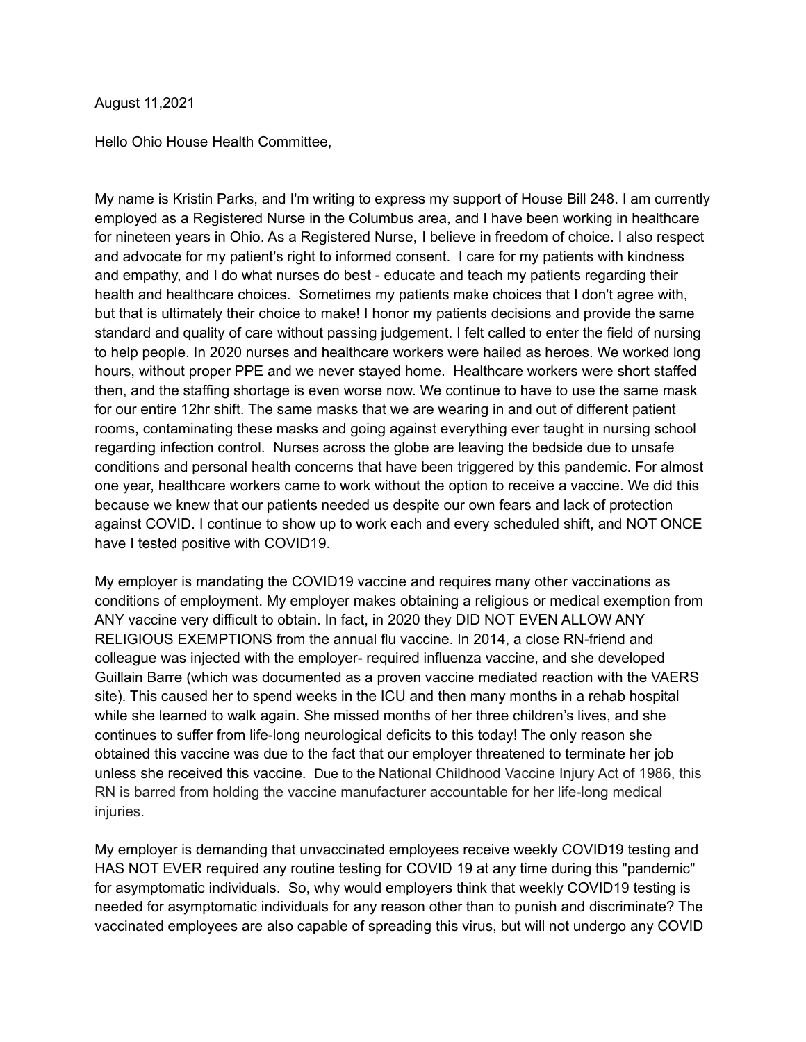August 11,2021

Hello Ohio House Health Committee,

My name is Kristin Parks, and I'm writing to express my support of House Bill 248. I am currently employed as a Registered Nurse in the Columbus area, and I have been working in healthcare for nineteen years in Ohio. As a Registered Nurse, I believe in freedom of choice. I also respect and advocate for my patient's right to informed consent. I care for my patients with kindness and empathy, and I do what nurses do best - educate and teach my patients regarding their health and healthcare choices. Sometimes my patients make choices that I don't agree with, but that is ultimately their choice to make! I honor my patients decisions and provide the same standard and quality of care without passing judgement. I felt called to enter the field of nursing to help people. In 2020 nurses and healthcare workers were hailed as heroes. We worked long hours, without proper PPE and we never stayed home. Healthcare workers were short staffed then, and the staffing shortage is even worse now. We continue to have to use the same mask for our entire 12hr shift. The same masks that we are wearing in and out of different patient rooms, contaminating these masks and going against everything ever taught in nursing school regarding infection control. Nurses across the globe are leaving the bedside due to unsafe conditions and personal health concerns that have been triggered by this pandemic. For almost one year, healthcare workers came to work without the option to receive a vaccine. We did this because we knew that our patients needed us despite our own fears and lack of protection against COVID. I continue to show up to work each and every scheduled shift, and NOT ONCE have I tested positive with COVID19.

My employer is mandating the COVID19 vaccine and requires many other vaccinations as conditions of employment. My employer makes obtaining a religious or medical exemption from ANY vaccine very difficult to obtain. In fact, in 2020 they DID NOT EVEN ALLOW ANY RELIGIOUS EXEMPTIONS from the annual flu vaccine. In 2014, a close RN-friend and colleague was injected with the employer- required influenza vaccine, and she developed Guillain Barre (which was documented as a proven vaccine mediated reaction with the VAERS site). This caused her to spend weeks in the ICU and then many months in a rehab hospital while she learned to walk again. She missed months of her three children's lives, and she continues to suffer from life-long neurological deficits to this today! The only reason she obtained this vaccine was due to the fact that our employer threatened to terminate her job unless she received this vaccine. Due to the National Childhood Vaccine Injury Act of 1986, this RN is barred from holding the vaccine manufacturer accountable for her life-long medical injuries.

My employer is demanding that unvaccinated employees receive weekly COVID19 testing and HAS NOT EVER required any routine testing for COVID 19 at any time during this "pandemic" for asymptomatic individuals. So, why would employers think that weekly COVID19 testing is needed for asymptomatic individuals for any reason other than to punish and discriminate? The vaccinated employees are also capable of spreading this virus, but will not undergo any COVID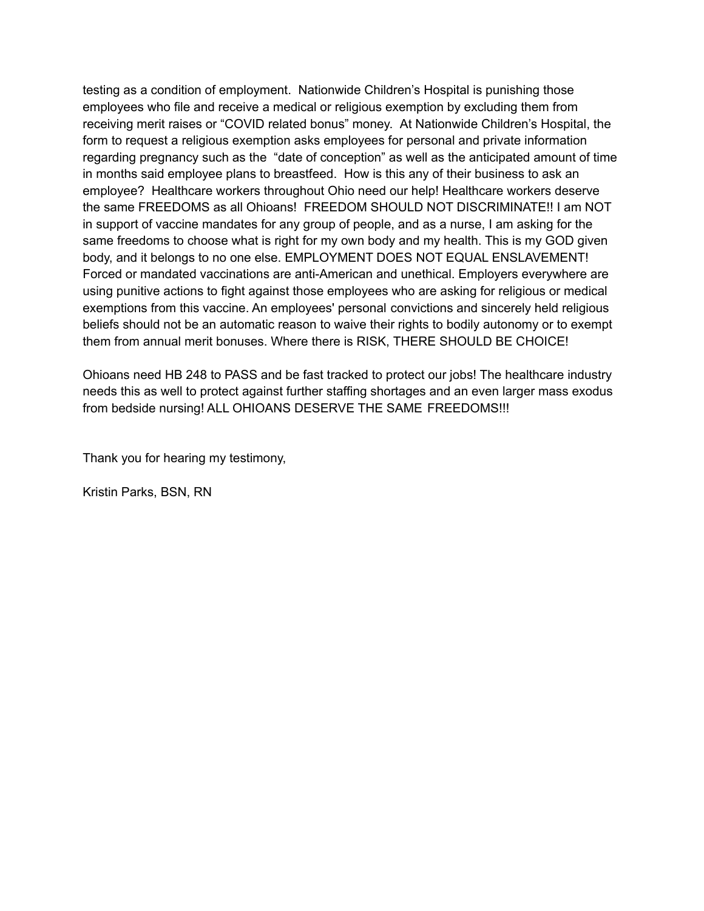testing as a condition of employment. Nationwide Children's Hospital is punishing those employees who file and receive a medical or religious exemption by excluding them from receiving merit raises or "COVID related bonus" money. At Nationwide Children's Hospital, the form to request a religious exemption asks employees for personal and private information regarding pregnancy such as the "date of conception" as well as the anticipated amount of time in months said employee plans to breastfeed. How is this any of their business to ask an employee? Healthcare workers throughout Ohio need our help! Healthcare workers deserve the same FREEDOMS as all Ohioans! FREEDOM SHOULD NOT DISCRIMINATE!! I am NOT in support of vaccine mandates for any group of people, and as a nurse, I am asking for the same freedoms to choose what is right for my own body and my health. This is my GOD given body, and it belongs to no one else. EMPLOYMENT DOES NOT EQUAL ENSLAVEMENT! Forced or mandated vaccinations are anti-American and unethical. Employers everywhere are using punitive actions to fight against those employees who are asking for religious or medical exemptions from this vaccine. An employees' personal convictions and sincerely held religious beliefs should not be an automatic reason to waive their rights to bodily autonomy or to exempt them from annual merit bonuses. Where there is RISK, THERE SHOULD BE CHOICE!

Ohioans need HB 248 to PASS and be fast tracked to protect our jobs! The healthcare industry needs this as well to protect against further staffing shortages and an even larger mass exodus from bedside nursing! ALL OHIOANS DESERVE THE SAME FREEDOMS!!!

Thank you for hearing my testimony,

Kristin Parks, BSN, RN